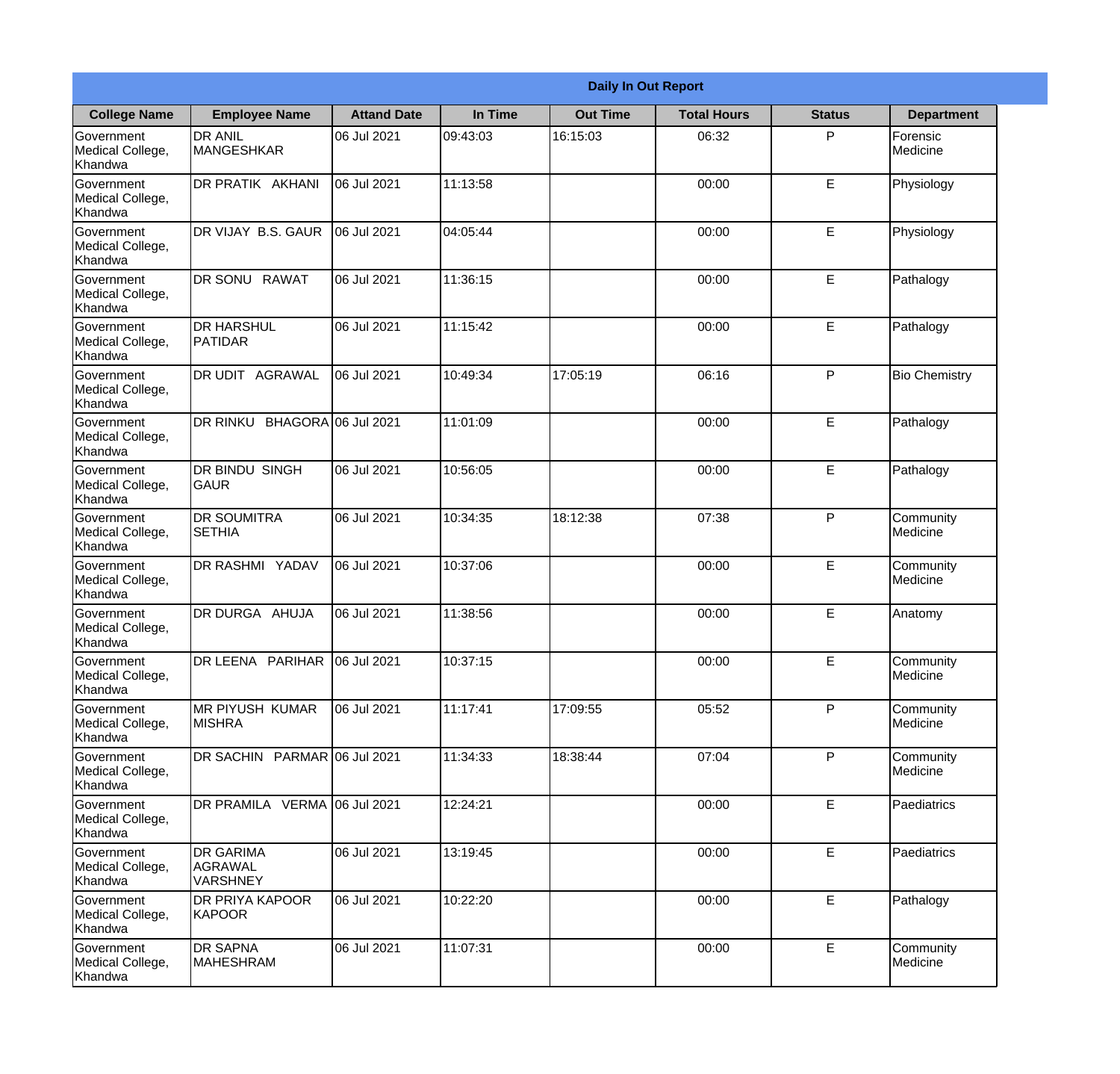| Daily In Out Report | | | | | | | |
|---|---|---|---|---|---|---|---|
| **College Name** | **Employee Name** | **Attand Date** | **In Time** | **Out Time** | **Total Hours** | **Status** | **Department** |
| Government Medical College, Khandwa | DR ANIL MANGESHKAR | 06 Jul 2021 | 09:43:03 | 16:15:03 | 06:32 | P | Forensic Medicine |
| Government Medical College, Khandwa | DR PRATIK AKHANI | 06 Jul 2021 | 11:13:58 | | 00:00 | E | Physiology |
| Government Medical College, Khandwa | DR VIJAY B.S. GAUR | 06 Jul 2021 | 04:05:44 | | 00:00 | E | Physiology |
| Government Medical College, Khandwa | DR SONU RAWAT | 06 Jul 2021 | 11:36:15 | | 00:00 | E | Pathalogy |
| Government Medical College, Khandwa | DR HARSHUL PATIDAR | 06 Jul 2021 | 11:15:42 | | 00:00 | E | Pathalogy |
| Government Medical College, Khandwa | DR UDIT AGRAWAL | 06 Jul 2021 | 10:49:34 | 17:05:19 | 06:16 | P | Bio Chemistry |
| Government Medical College, Khandwa | DR RINKU BHAGORA | 06 Jul 2021 | 11:01:09 | | 00:00 | E | Pathalogy |
| Government Medical College, Khandwa | DR BINDU SINGH GAUR | 06 Jul 2021 | 10:56:05 | | 00:00 | E | Pathalogy |
| Government Medical College, Khandwa | DR SOUMITRA SETHIA | 06 Jul 2021 | 10:34:35 | 18:12:38 | 07:38 | P | Community Medicine |
| Government Medical College, Khandwa | DR RASHMI YADAV | 06 Jul 2021 | 10:37:06 | | 00:00 | E | Community Medicine |
| Government Medical College, Khandwa | DR DURGA AHUJA | 06 Jul 2021 | 11:38:56 | | 00:00 | E | Anatomy |
| Government Medical College, Khandwa | DR LEENA PARIHAR | 06 Jul 2021 | 10:37:15 | | 00:00 | E | Community Medicine |
| Government Medical College, Khandwa | MR PIYUSH KUMAR MISHRA | 06 Jul 2021 | 11:17:41 | 17:09:55 | 05:52 | P | Community Medicine |
| Government Medical College, Khandwa | DR SACHIN PARMAR | 06 Jul 2021 | 11:34:33 | 18:38:44 | 07:04 | P | Community Medicine |
| Government Medical College, Khandwa | DR PRAMILA VERMA | 06 Jul 2021 | 12:24:21 | | 00:00 | E | Paediatrics |
| Government Medical College, Khandwa | DR GARIMA AGRAWAL VARSHNEY | 06 Jul 2021 | 13:19:45 | | 00:00 | E | Paediatrics |
| Government Medical College, Khandwa | DR PRIYA KAPOOR KAPOOR | 06 Jul 2021 | 10:22:20 | | 00:00 | E | Pathalogy |
| Government Medical College, Khandwa | DR SAPNA MAHESHRAM | 06 Jul 2021 | 11:07:31 | | 00:00 | E | Community Medicine |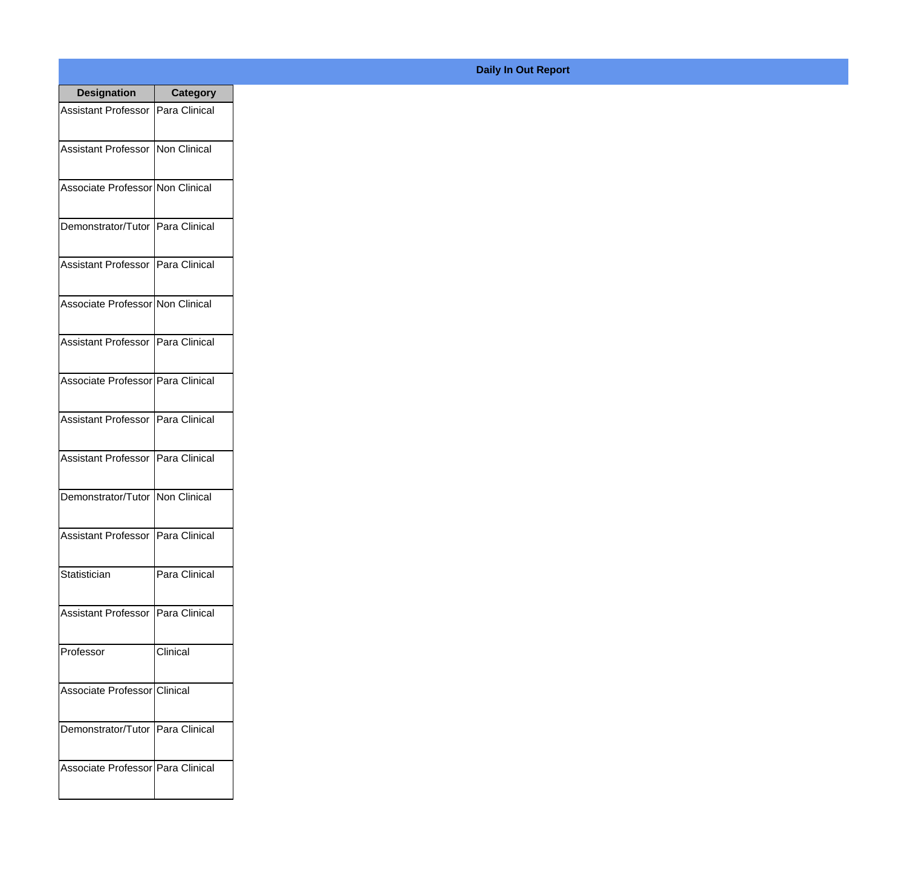**Daily In Out Report**

| Designation | Category |
| --- | --- |
| Assistant Professor | Para Clinical |
| Assistant Professor | Non Clinical |
| Associate Professor | Non Clinical |
| Demonstrator/Tutor | Para Clinical |
| Assistant Professor | Para Clinical |
| Associate Professor | Non Clinical |
| Assistant Professor | Para Clinical |
| Associate Professor | Para Clinical |
| Assistant Professor | Para Clinical |
| Assistant Professor | Para Clinical |
| Demonstrator/Tutor | Non Clinical |
| Assistant Professor | Para Clinical |
| Statistician | Para Clinical |
| Assistant Professor | Para Clinical |
| Professor | Clinical |
| Associate Professor | Clinical |
| Demonstrator/Tutor | Para Clinical |
| Associate Professor | Para Clinical |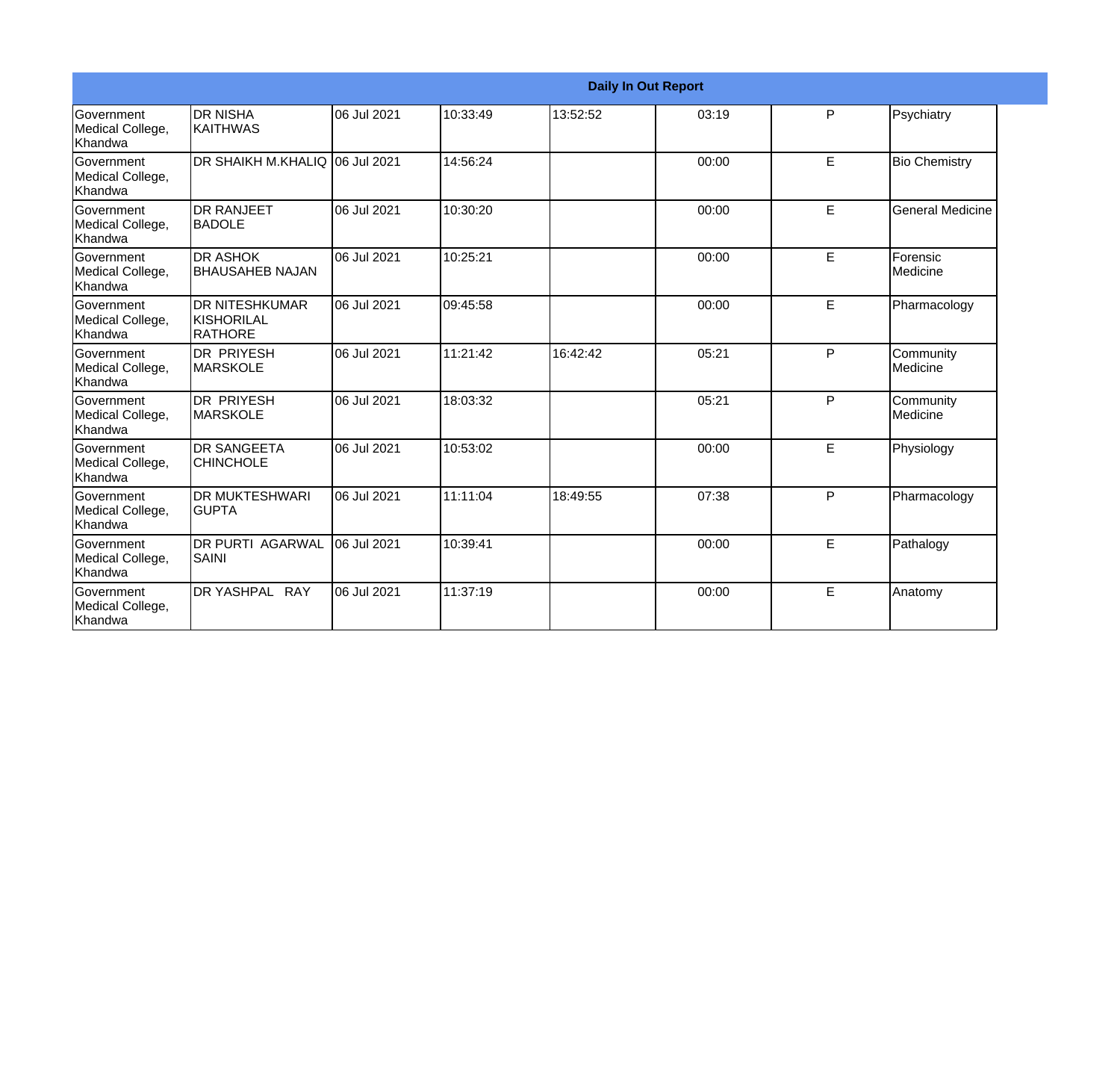| Daily In Out Report | | | | | | | |
|---|---|---|---|---|---|---|---|
| Government Medical College, Khandwa | DR NISHA KAITHWAS | 06 Jul 2021 | 10:33:49 | 13:52:52 | 03:19 | P | Psychiatry |
| Government Medical College, Khandwa | DR SHAIKH M.KHALIQ | 06 Jul 2021 | 14:56:24 | | 00:00 | E | Bio Chemistry |
| Government Medical College, Khandwa | DR RANJEET BADOLE | 06 Jul 2021 | 10:30:20 | | 00:00 | E | General Medicine |
| Government Medical College, Khandwa | DR ASHOK BHAUSAHEB NAJAN | 06 Jul 2021 | 10:25:21 | | 00:00 | E | Forensic Medicine |
| Government Medical College, Khandwa | DR NITESHKUMAR KISHORILAL RATHORE | 06 Jul 2021 | 09:45:58 | | 00:00 | E | Pharmacology |
| Government Medical College, Khandwa | DR PRIYESH MARSKOLE | 06 Jul 2021 | 11:21:42 | 16:42:42 | 05:21 | P | Community Medicine |
| Government Medical College, Khandwa | DR PRIYESH MARSKOLE | 06 Jul 2021 | 18:03:32 | | 05:21 | P | Community Medicine |
| Government Medical College, Khandwa | DR SANGEETA CHINCHOLE | 06 Jul 2021 | 10:53:02 | | 00:00 | E | Physiology |
| Government Medical College, Khandwa | DR MUKTESHWARI GUPTA | 06 Jul 2021 | 11:11:04 | 18:49:55 | 07:38 | P | Pharmacology |
| Government Medical College, Khandwa | DR PURTI AGARWAL SAINI | 06 Jul 2021 | 10:39:41 | | 00:00 | E | Pathalogy |
| Government Medical College, Khandwa | DR YASHPAL RAY | 06 Jul 2021 | 11:37:19 | | 00:00 | E | Anatomy |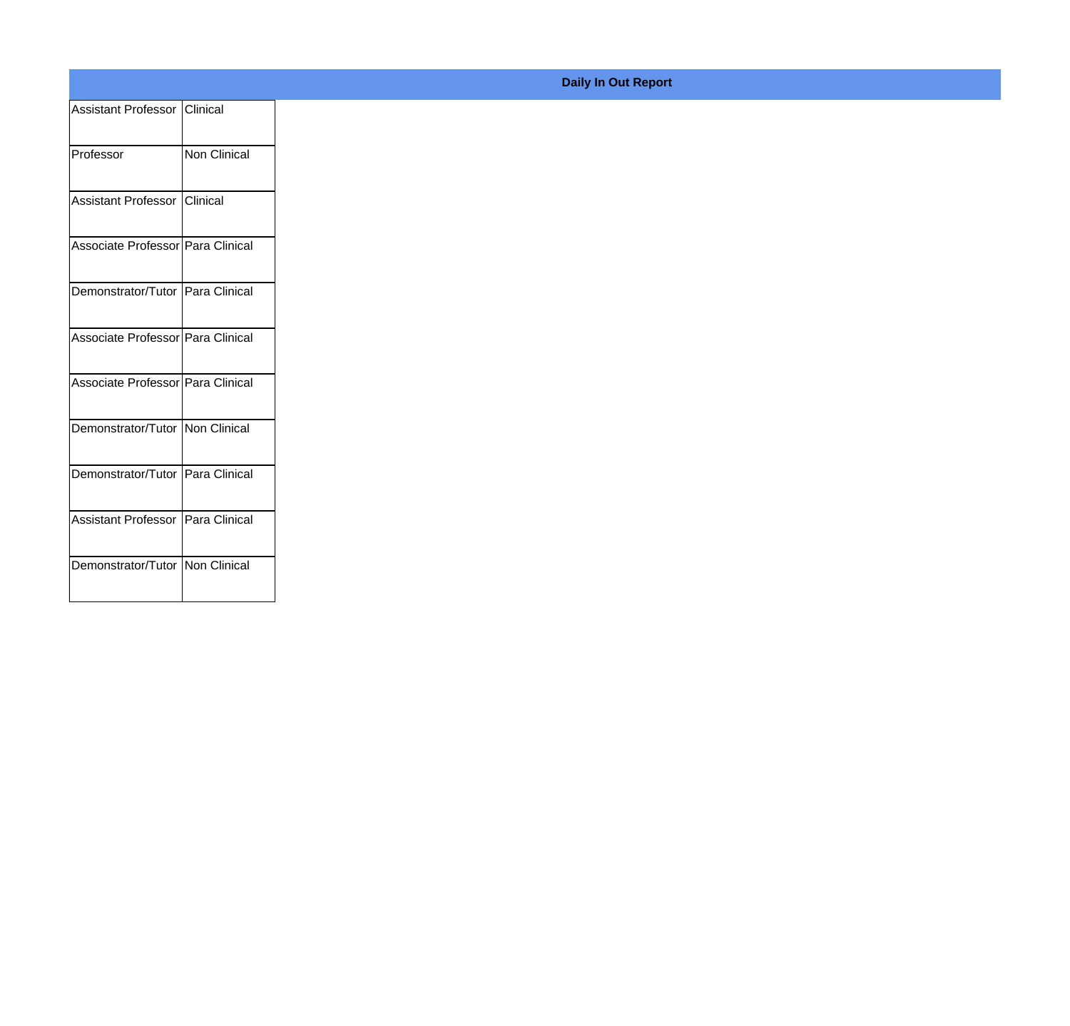**Daily In Out Report**

| | |
|---|---|
| Assistant Professor | Clinical |
| Professor | Non Clinical |
| Assistant Professor | Clinical |
| Associate Professor | Para Clinical |
| Demonstrator/Tutor | Para Clinical |
| Associate Professor | Para Clinical |
| Associate Professor | Para Clinical |
| Demonstrator/Tutor | Non Clinical |
| Demonstrator/Tutor | Para Clinical |
| Assistant Professor | Para Clinical |
| Demonstrator/Tutor | Non Clinical |